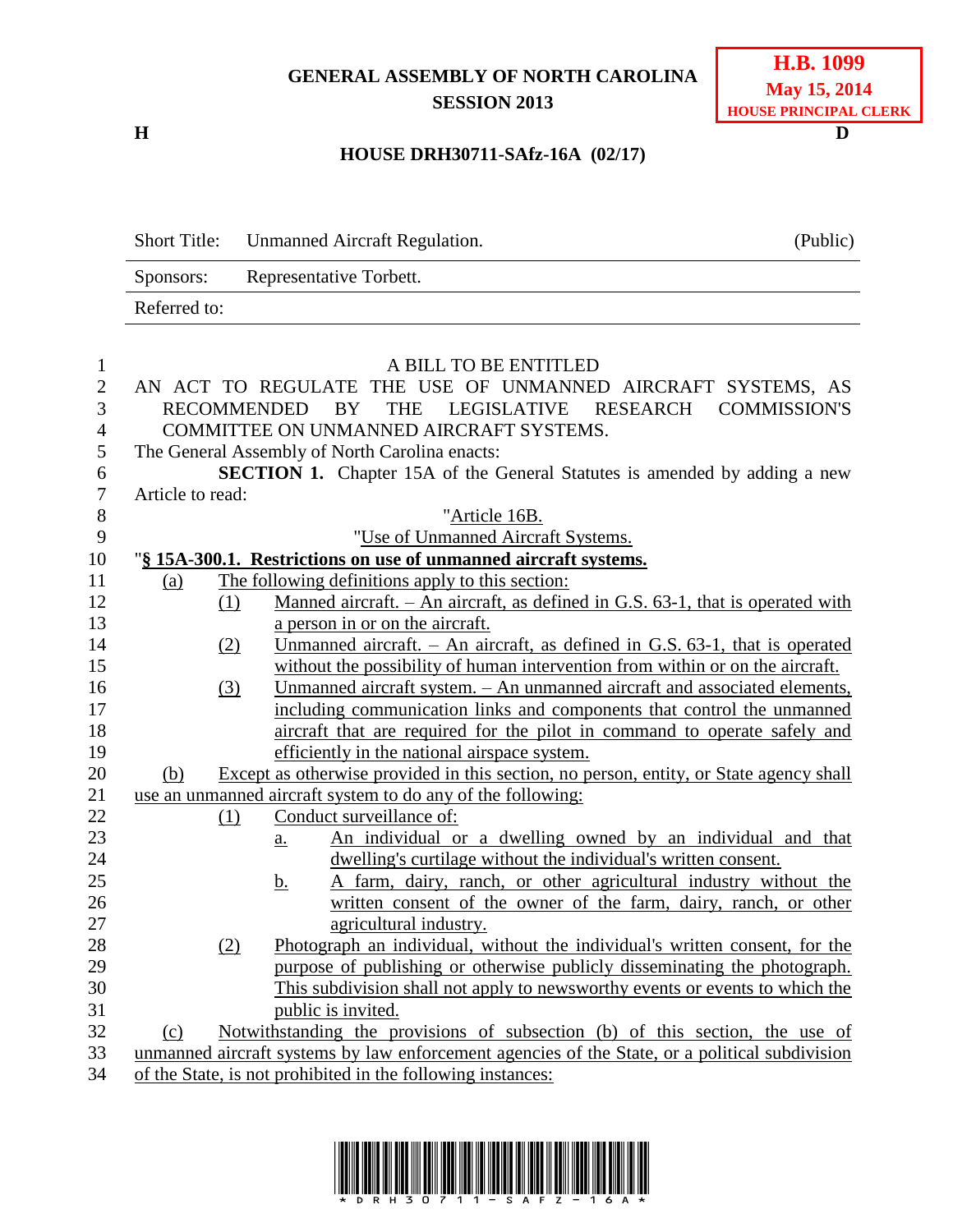**GENERAL ASSEMBLY OF NORTH CAROLINA**
**SESSION 2013**

**H.B. 1099**
**May 15, 2014**
**HOUSE PRINCIPAL CLERK**

**H** **D**

**HOUSE DRH30711-SAfz-16A (02/17)**

| | | |
|---|---|---|
| Short Title: | Unmanned Aircraft Regulation. | (Public) |
| Sponsors: | Representative Torbett. | |
| Referred to: | | |

A BILL TO BE ENTITLED

AN ACT TO REGULATE THE USE OF UNMANNED AIRCRAFT SYSTEMS, AS RECOMMENDED BY THE LEGISLATIVE RESEARCH COMMISSION'S COMMITTEE ON UNMANNED AIRCRAFT SYSTEMS.

The General Assembly of North Carolina enacts:

**SECTION 1.** Chapter 15A of the General Statutes is amended by adding a new Article to read:

"Article 16B.

"Use of Unmanned Aircraft Systems.

"**§ 15A-300.1. Restrictions on use of unmanned aircraft systems.**

(a) The following definitions apply to this section:

(1) Manned aircraft. – An aircraft, as defined in G.S. 63-1, that is operated with a person in or on the aircraft.

(2) Unmanned aircraft. – An aircraft, as defined in G.S. 63-1, that is operated without the possibility of human intervention from within or on the aircraft.

(3) Unmanned aircraft system. – An unmanned aircraft and associated elements, including communication links and components that control the unmanned aircraft that are required for the pilot in command to operate safely and efficiently in the national airspace system.

(b) Except as otherwise provided in this section, no person, entity, or State agency shall use an unmanned aircraft system to do any of the following:

(1) Conduct surveillance of:

a. An individual or a dwelling owned by an individual and that dwelling's curtilage without the individual's written consent.

b. A farm, dairy, ranch, or other agricultural industry without the written consent of the owner of the farm, dairy, ranch, or other agricultural industry.

(2) Photograph an individual, without the individual's written consent, for the purpose of publishing or otherwise publicly disseminating the photograph. This subdivision shall not apply to newsworthy events or events to which the public is invited.

(c) Notwithstanding the provisions of subsection (b) of this section, the use of unmanned aircraft systems by law enforcement agencies of the State, or a political subdivision of the State, is not prohibited in the following instances:

*DRH30711-SAFZ-16A*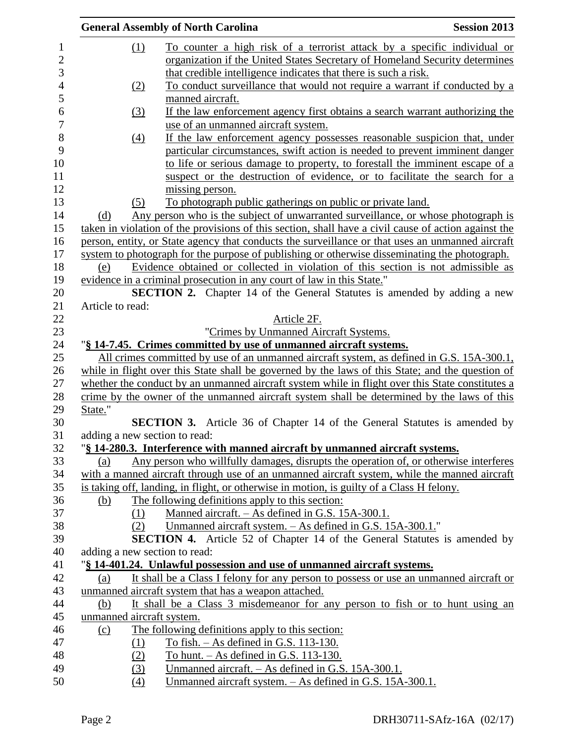(1) To counter a high risk of a terrorist attack by a specific individual or organization if the United States Secretary of Homeland Security determines that credible intelligence indicates that there is such a risk.

(2) To conduct surveillance that would not require a warrant if conducted by a manned aircraft.

(3) If the law enforcement agency first obtains a search warrant authorizing the use of an unmanned aircraft system.

(4) If the law enforcement agency possesses reasonable suspicion that, under particular circumstances, swift action is needed to prevent imminent danger to life or serious damage to property, to forestall the imminent escape of a suspect or the destruction of evidence, or to facilitate the search for a missing person.

(5) To photograph public gatherings on public or private land.

(d) Any person who is the subject of unwarranted surveillance, or whose photograph is taken in violation of the provisions of this section, shall have a civil cause of action against the person, entity, or State agency that conducts the surveillance or that uses an unmanned aircraft system to photograph for the purpose of publishing or otherwise disseminating the photograph.

(e) Evidence obtained or collected in violation of this section is not admissible as evidence in a criminal prosecution in any court of law in this State."

**SECTION 2.** Chapter 14 of the General Statutes is amended by adding a new Article to read:

Article 2F.

"Crimes by Unmanned Aircraft Systems.

"**§ 14-7.45. Crimes committed by use of unmanned aircraft systems.**

All crimes committed by use of an unmanned aircraft system, as defined in G.S. 15A-300.1, while in flight over this State shall be governed by the laws of this State; and the question of whether the conduct by an unmanned aircraft system while in flight over this State constitutes a crime by the owner of the unmanned aircraft system shall be determined by the laws of this State."

**SECTION 3.** Article 36 of Chapter 14 of the General Statutes is amended by adding a new section to read:

"**§ 14-280.3. Interference with manned aircraft by unmanned aircraft systems.**

(a) Any person who willfully damages, disrupts the operation of, or otherwise interferes with a manned aircraft through use of an unmanned aircraft system, while the manned aircraft is taking off, landing, in flight, or otherwise in motion, is guilty of a Class H felony.

(b) The following definitions apply to this section:

(1) Manned aircraft. – As defined in G.S. 15A-300.1.

(2) Unmanned aircraft system. – As defined in G.S. 15A-300.1."

**SECTION 4.** Article 52 of Chapter 14 of the General Statutes is amended by adding a new section to read:

"**§ 14-401.24. Unlawful possession and use of unmanned aircraft systems.**

(a) It shall be a Class I felony for any person to possess or use an unmanned aircraft or unmanned aircraft system that has a weapon attached.

(b) It shall be a Class 3 misdemeanor for any person to fish or to hunt using an unmanned aircraft system.

(c) The following definitions apply to this section:

(1) To fish. – As defined in G.S. 113-130.

(2) To hunt. – As defined in G.S. 113-130.

(3) Unmanned aircraft. – As defined in G.S. 15A-300.1.

(4) Unmanned aircraft system. – As defined in G.S. 15A-300.1.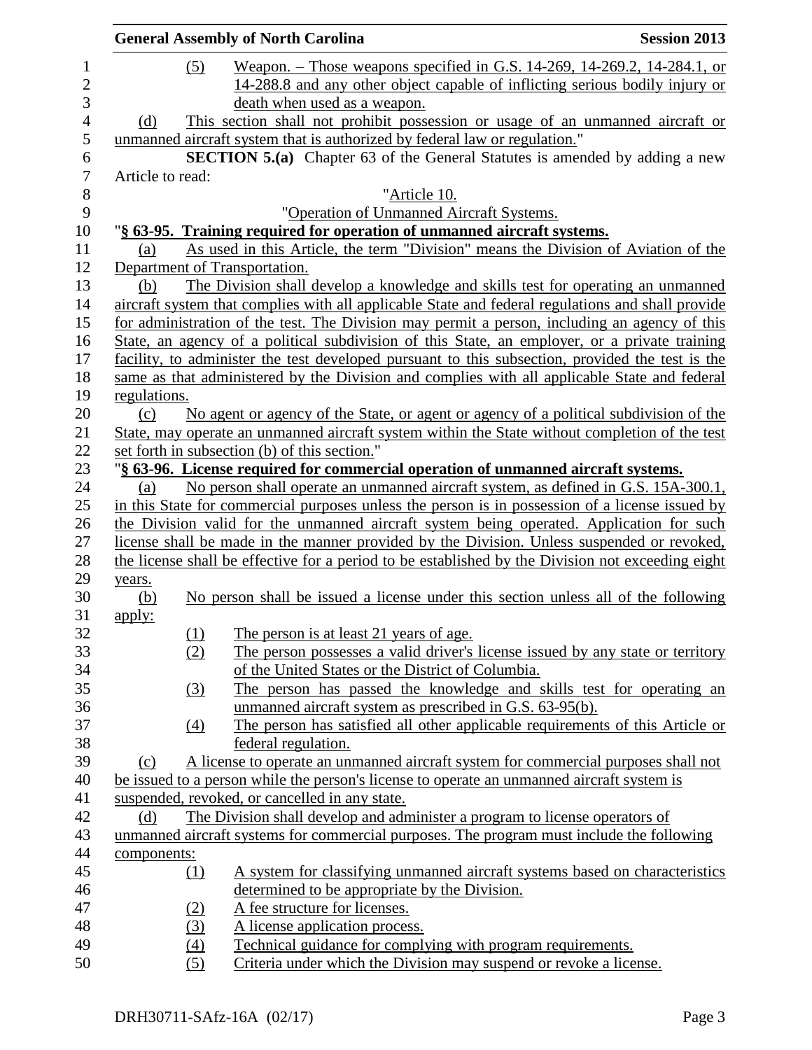(5) Weapon. – Those weapons specified in G.S. 14-269, 14-269.2, 14-284.1, or 14-288.8 and any other object capable of inflicting serious bodily injury or death when used as a weapon.

(d) This section shall not prohibit possession or usage of an unmanned aircraft or unmanned aircraft system that is authorized by federal law or regulation."

**SECTION 5.(a)** Chapter 63 of the General Statutes is amended by adding a new Article to read:

"Article 10.

"Operation of Unmanned Aircraft Systems.

"**§ 63-95. Training required for operation of unmanned aircraft systems.**

(a) As used in this Article, the term "Division" means the Division of Aviation of the Department of Transportation.

(b) The Division shall develop a knowledge and skills test for operating an unmanned aircraft system that complies with all applicable State and federal regulations and shall provide for administration of the test. The Division may permit a person, including an agency of this State, an agency of a political subdivision of this State, an employer, or a private training facility, to administer the test developed pursuant to this subsection, provided the test is the same as that administered by the Division and complies with all applicable State and federal regulations.

(c) No agent or agency of the State, or agent or agency of a political subdivision of the State, may operate an unmanned aircraft system within the State without completion of the test set forth in subsection (b) of this section."

"**§ 63-96. License required for commercial operation of unmanned aircraft systems.**

(a) No person shall operate an unmanned aircraft system, as defined in G.S. 15A-300.1, in this State for commercial purposes unless the person is in possession of a license issued by the Division valid for the unmanned aircraft system being operated. Application for such license shall be made in the manner provided by the Division. Unless suspended or revoked, the license shall be effective for a period to be established by the Division not exceeding eight years.

(b) No person shall be issued a license under this section unless all of the following apply:

(1) The person is at least 21 years of age.

(2) The person possesses a valid driver's license issued by any state or territory of the United States or the District of Columbia.

(3) The person has passed the knowledge and skills test for operating an unmanned aircraft system as prescribed in G.S. 63-95(b).

(4) The person has satisfied all other applicable requirements of this Article or federal regulation.

(c) A license to operate an unmanned aircraft system for commercial purposes shall not be issued to a person while the person's license to operate an unmanned aircraft system is suspended, revoked, or cancelled in any state.

(d) The Division shall develop and administer a program to license operators of unmanned aircraft systems for commercial purposes. The program must include the following components:

(1) A system for classifying unmanned aircraft systems based on characteristics determined to be appropriate by the Division.

(2) A fee structure for licenses.

(3) A license application process.

(4) Technical guidance for complying with program requirements.

(5) Criteria under which the Division may suspend or revoke a license.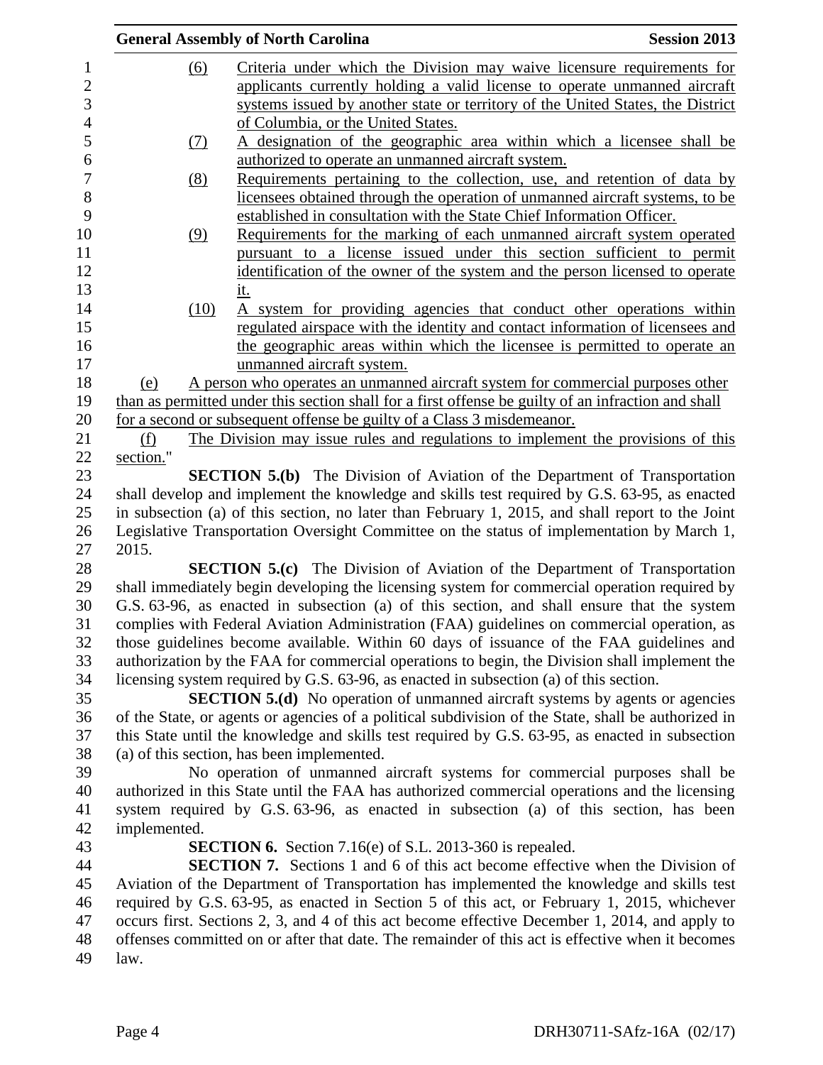(6) Criteria under which the Division may waive licensure requirements for applicants currently holding a valid license to operate unmanned aircraft systems issued by another state or territory of the United States, the District of Columbia, or the United States.

(7) A designation of the geographic area within which a licensee shall be authorized to operate an unmanned aircraft system.

(8) Requirements pertaining to the collection, use, and retention of data by licensees obtained through the operation of unmanned aircraft systems, to be established in consultation with the State Chief Information Officer.

(9) Requirements for the marking of each unmanned aircraft system operated pursuant to a license issued under this section sufficient to permit identification of the owner of the system and the person licensed to operate it.

(10) A system for providing agencies that conduct other operations within regulated airspace with the identity and contact information of licensees and the geographic areas within which the licensee is permitted to operate an unmanned aircraft system.

(e) A person who operates an unmanned aircraft system for commercial purposes other than as permitted under this section shall for a first offense be guilty of an infraction and shall for a second or subsequent offense be guilty of a Class 3 misdemeanor.

(f) The Division may issue rules and regulations to implement the provisions of this section."

**SECTION 5.(b)** The Division of Aviation of the Department of Transportation shall develop and implement the knowledge and skills test required by G.S. 63-95, as enacted in subsection (a) of this section, no later than February 1, 2015, and shall report to the Joint Legislative Transportation Oversight Committee on the status of implementation by March 1, 2015.

**SECTION 5.(c)** The Division of Aviation of the Department of Transportation shall immediately begin developing the licensing system for commercial operation required by G.S. 63-96, as enacted in subsection (a) of this section, and shall ensure that the system complies with Federal Aviation Administration (FAA) guidelines on commercial operation, as those guidelines become available. Within 60 days of issuance of the FAA guidelines and authorization by the FAA for commercial operations to begin, the Division shall implement the licensing system required by G.S. 63-96, as enacted in subsection (a) of this section.

**SECTION 5.(d)** No operation of unmanned aircraft systems by agents or agencies of the State, or agents or agencies of a political subdivision of the State, shall be authorized in this State until the knowledge and skills test required by G.S. 63-95, as enacted in subsection (a) of this section, has been implemented.

No operation of unmanned aircraft systems for commercial purposes shall be authorized in this State until the FAA has authorized commercial operations and the licensing system required by G.S. 63-96, as enacted in subsection (a) of this section, has been implemented.

**SECTION 6.** Section 7.16(e) of S.L. 2013-360 is repealed.

**SECTION 7.** Sections 1 and 6 of this act become effective when the Division of Aviation of the Department of Transportation has implemented the knowledge and skills test required by G.S. 63-95, as enacted in Section 5 of this act, or February 1, 2015, whichever occurs first. Sections 2, 3, and 4 of this act become effective December 1, 2014, and apply to offenses committed on or after that date. The remainder of this act is effective when it becomes law.